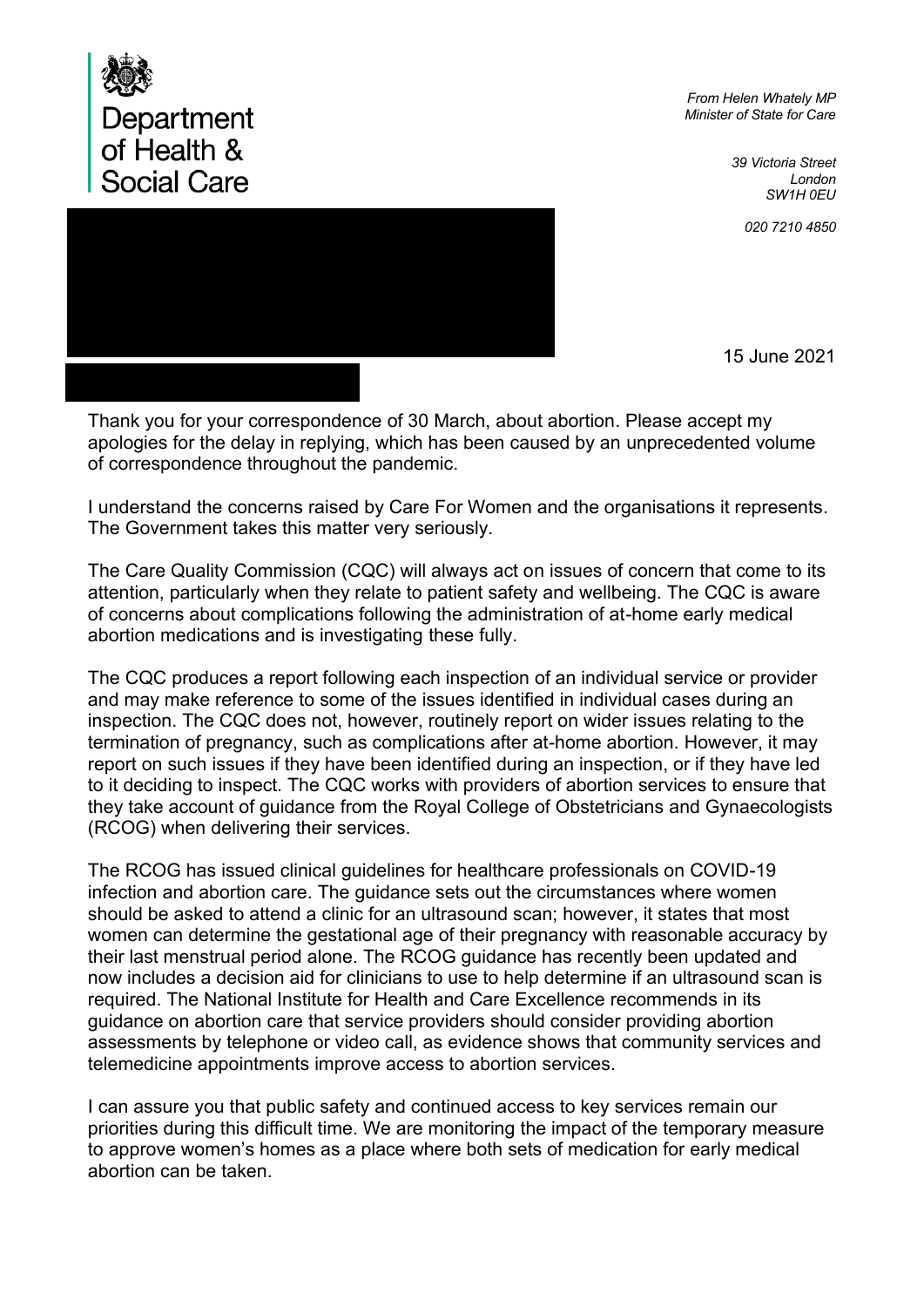Department of Health & Social Care

*From Helen Whately MP*
*Minister of State for Care*

*39 Victoria Street*
*London*
*SW1H 0EU*

*020 7210 4850*

15 June 2021

Thank you for your correspondence of 30 March, about abortion. Please accept my apologies for the delay in replying, which has been caused by an unprecedented volume of correspondence throughout the pandemic.

I understand the concerns raised by Care For Women and the organisations it represents. The Government takes this matter very seriously.

The Care Quality Commission (CQC) will always act on issues of concern that come to its attention, particularly when they relate to patient safety and wellbeing. The CQC is aware of concerns about complications following the administration of at-home early medical abortion medications and is investigating these fully.

The CQC produces a report following each inspection of an individual service or provider and may make reference to some of the issues identified in individual cases during an inspection. The CQC does not, however, routinely report on wider issues relating to the termination of pregnancy, such as complications after at-home abortion. However, it may report on such issues if they have been identified during an inspection, or if they have led to it deciding to inspect. The CQC works with providers of abortion services to ensure that they take account of guidance from the Royal College of Obstetricians and Gynaecologists (RCOG) when delivering their services.

The RCOG has issued clinical guidelines for healthcare professionals on COVID-19 infection and abortion care. The guidance sets out the circumstances where women should be asked to attend a clinic for an ultrasound scan; however, it states that most women can determine the gestational age of their pregnancy with reasonable accuracy by their last menstrual period alone. The RCOG guidance has recently been updated and now includes a decision aid for clinicians to use to help determine if an ultrasound scan is required. The National Institute for Health and Care Excellence recommends in its guidance on abortion care that service providers should consider providing abortion assessments by telephone or video call, as evidence shows that community services and telemedicine appointments improve access to abortion services.

I can assure you that public safety and continued access to key services remain our priorities during this difficult time. We are monitoring the impact of the temporary measure to approve women's homes as a place where both sets of medication for early medical abortion can be taken.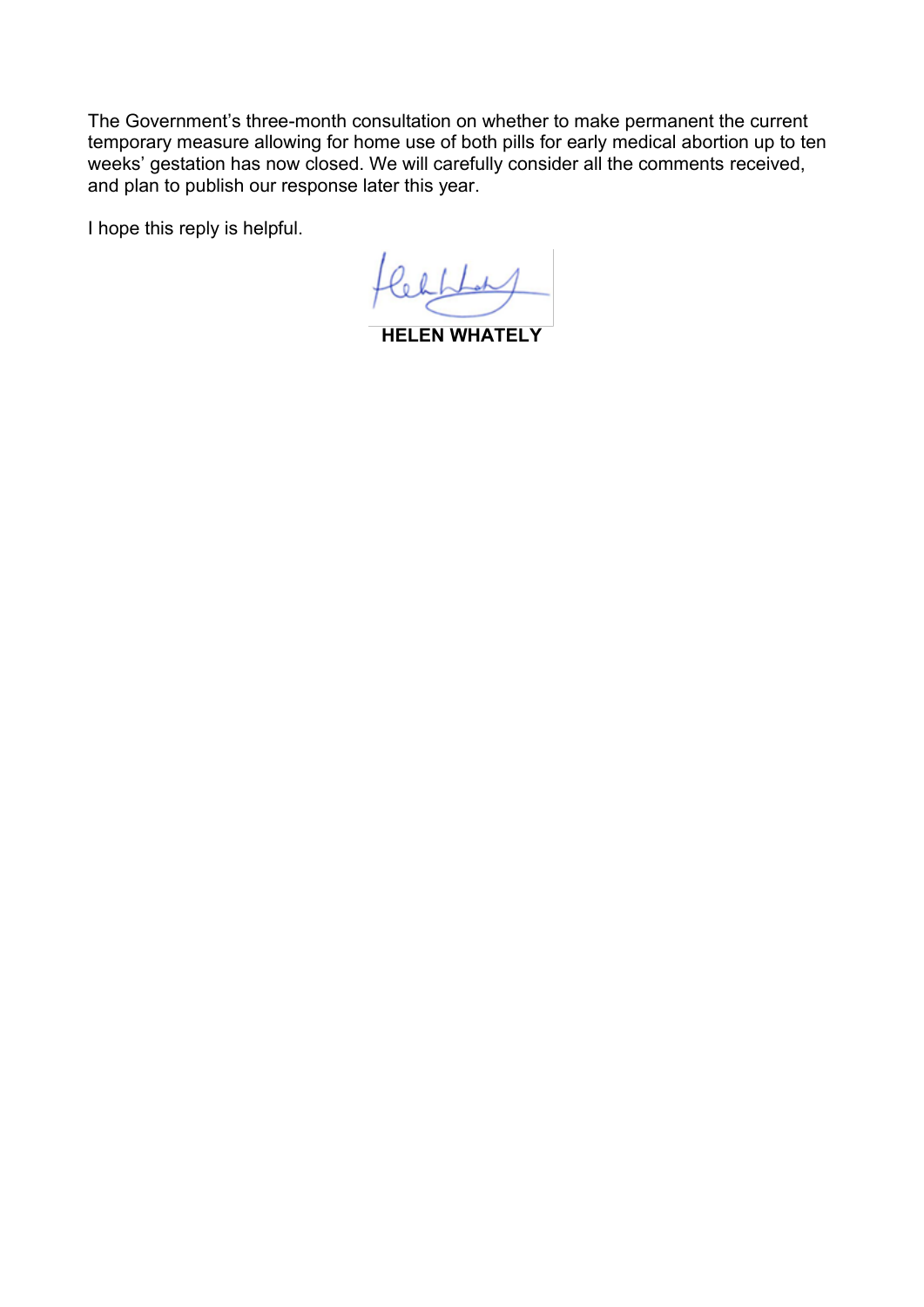The Government's three-month consultation on whether to make permanent the current temporary measure allowing for home use of both pills for early medical abortion up to ten weeks' gestation has now closed. We will carefully consider all the comments received, and plan to publish our response later this year.

I hope this reply is helpful.

**HELEN WHATELY**